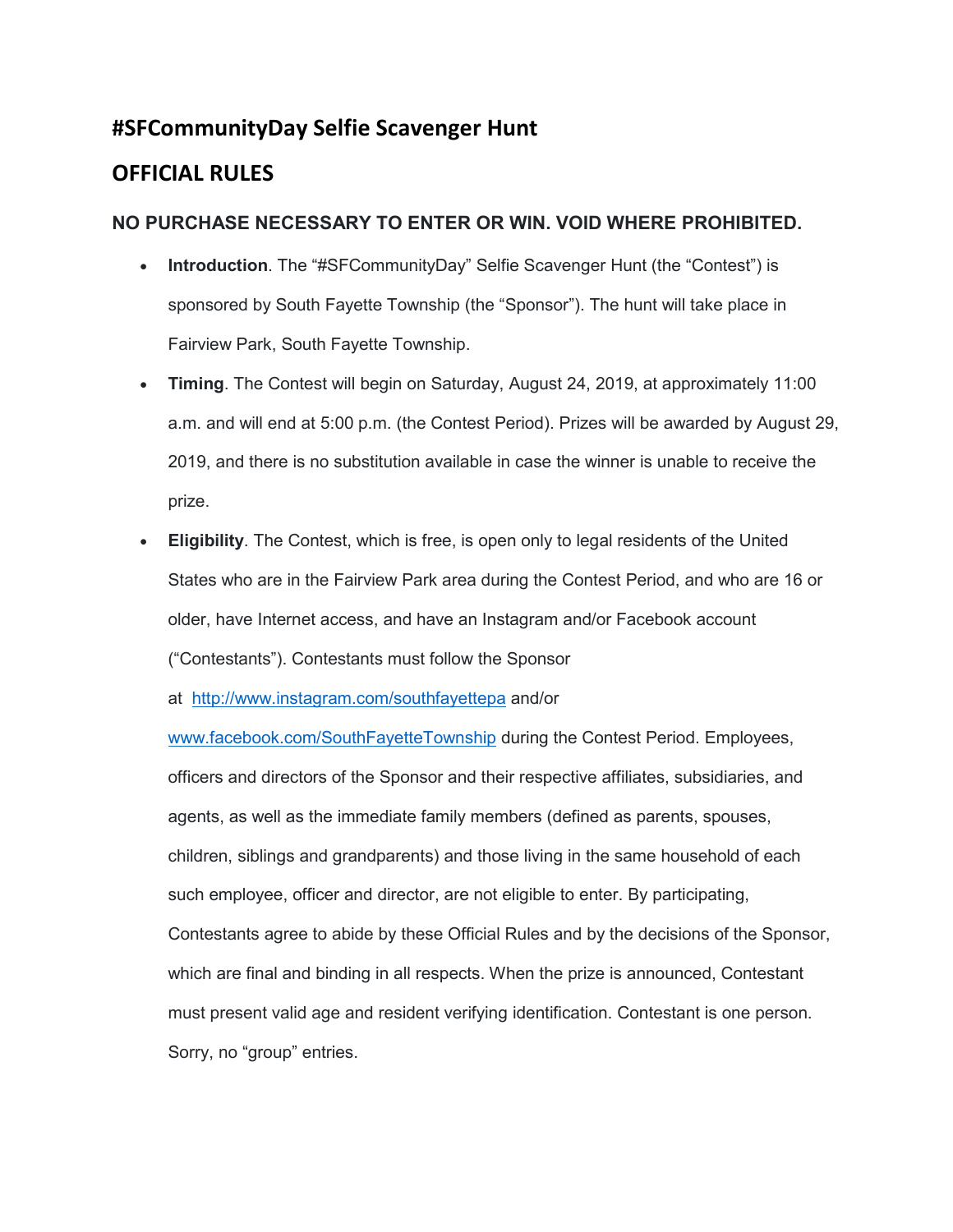# #SFCommunityDay Selfie Scavenger Hunt

## OFFICIAL RULES

### NO PURCHASE NECESSARY TO ENTER OR WIN. VOID WHERE PROHIBITED.

- **Introduction**. The "#SFCommunityDay" Selfie Scavenger Hunt (the "Contest") is sponsored by South Fayette Township (the "Sponsor"). The hunt will take place in Fairview Park, South Fayette Township.
- **Timing**. The Contest will begin on Saturday, August 24, 2019, at approximately 11:00 a.m. and will end at 5:00 p.m. (the Contest Period). Prizes will be awarded by August 29, 2019, and there is no substitution available in case the winner is unable to receive the prize.
- **Eligibility**. The Contest, which is free, is open only to legal residents of the United States who are in the Fairview Park area during the Contest Period, and who are 16 or older, have Internet access, and have an Instagram and/or Facebook account ("Contestants"). Contestants must follow the Sponsor at [http://www.instagram.com/southfayettepa](http://www.instagram.com/southfayettepa) and/or [www.facebook.com/SouthFayetteTownship](http://www.facebook.com/SouthFayetteTownship) during the Contest Period. Employees, officers and directors of the Sponsor and their respective affiliates, subsidiaries, and agents, as well as the immediate family members (defined as parents, spouses, children, siblings and grandparents) and those living in the same household of each such employee, officer and director, are not eligible to enter. By participating, Contestants agree to abide by these Official Rules and by the decisions of the Sponsor, which are final and binding in all respects. When the prize is announced, Contestant must present valid age and resident verifying identification. Contestant is one person. Sorry, no "group" entries.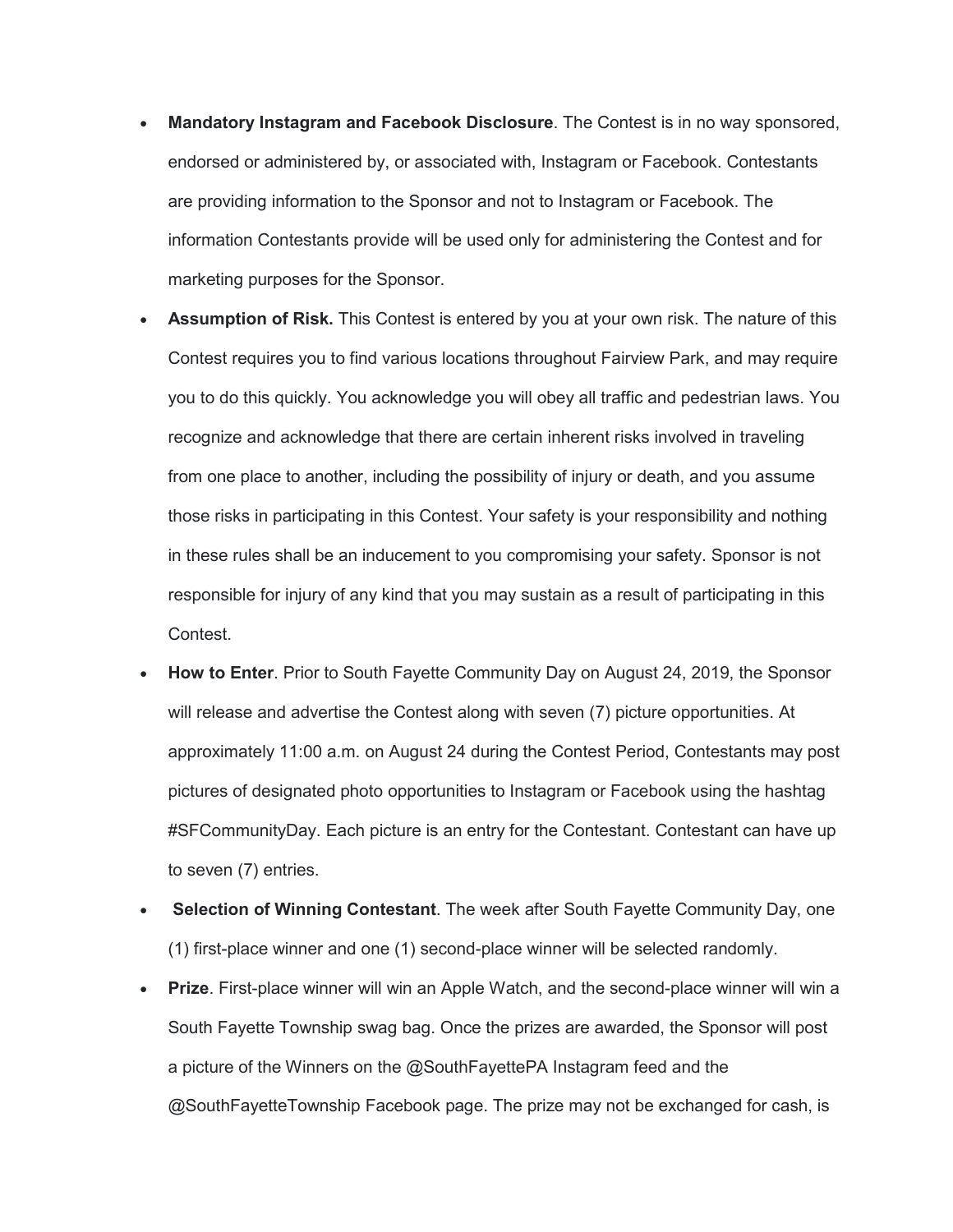- **Mandatory Instagram and Facebook Disclosure**. The Contest is in no way sponsored, endorsed or administered by, or associated with, Instagram or Facebook. Contestants are providing information to the Sponsor and not to Instagram or Facebook. The information Contestants provide will be used only for administering the Contest and for marketing purposes for the Sponsor.
- **Assumption of Risk.** This Contest is entered by you at your own risk. The nature of this Contest requires you to find various locations throughout Fairview Park, and may require you to do this quickly. You acknowledge you will obey all traffic and pedestrian laws. You recognize and acknowledge that there are certain inherent risks involved in traveling from one place to another, including the possibility of injury or death, and you assume those risks in participating in this Contest. Your safety is your responsibility and nothing in these rules shall be an inducement to you compromising your safety. Sponsor is not responsible for injury of any kind that you may sustain as a result of participating in this Contest.
- **How to Enter**. Prior to South Fayette Community Day on August 24, 2019, the Sponsor will release and advertise the Contest along with seven (7) picture opportunities. At approximately 11:00 a.m. on August 24 during the Contest Period, Contestants may post pictures of designated photo opportunities to Instagram or Facebook using the hashtag #SFCommunityDay. Each picture is an entry for the Contestant. Contestant can have up to seven (7) entries.
- **Selection of Winning Contestant**. The week after South Fayette Community Day, one (1) first-place winner and one (1) second-place winner will be selected randomly.
- **Prize**. First-place winner will win an Apple Watch, and the second-place winner will win a South Fayette Township swag bag. Once the prizes are awarded, the Sponsor will post a picture of the Winners on the @SouthFayettePA Instagram feed and the @SouthFayetteTownship Facebook page. The prize may not be exchanged for cash, is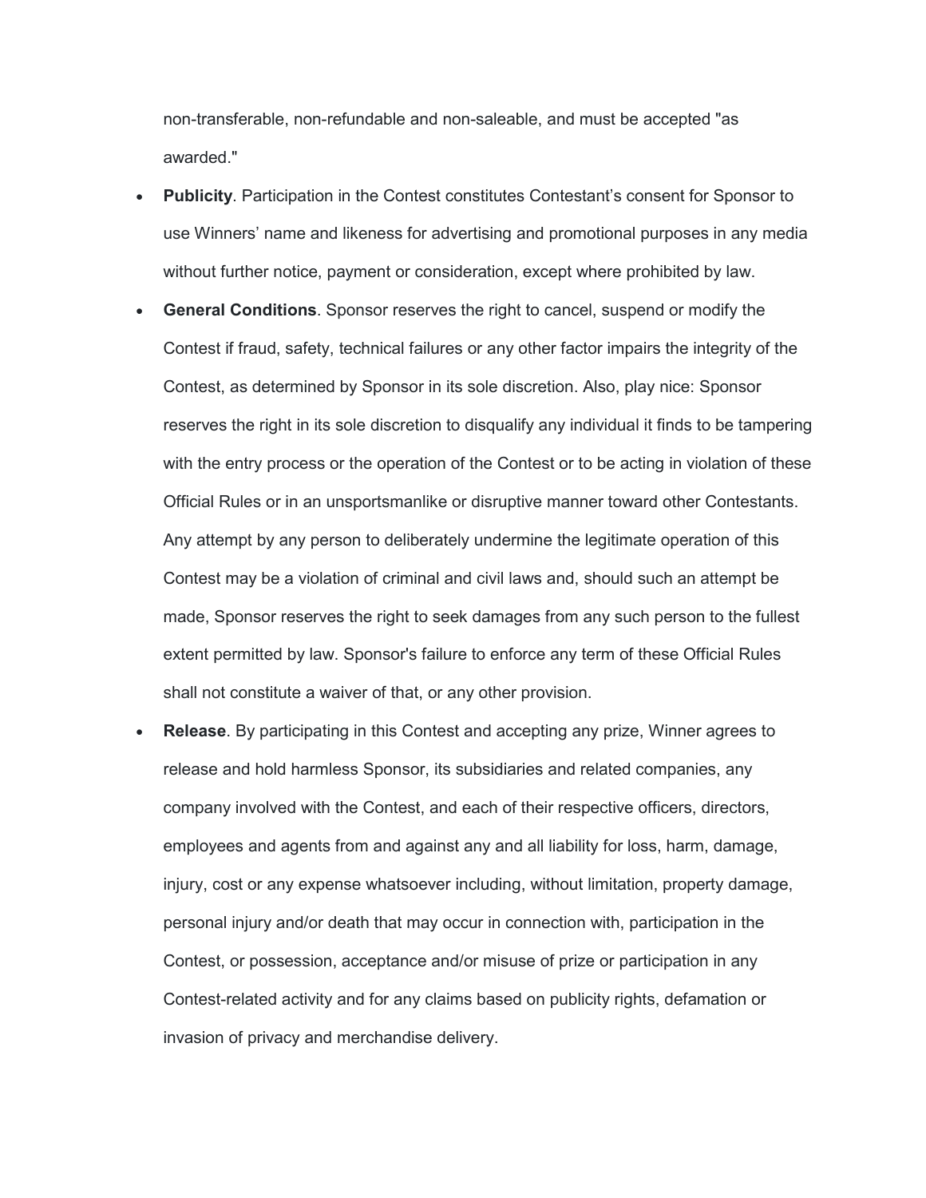non-transferable, non-refundable and non-saleable, and must be accepted "as awarded."

- **Publicity**. Participation in the Contest constitutes Contestant's consent for Sponsor to use Winners' name and likeness for advertising and promotional purposes in any media without further notice, payment or consideration, except where prohibited by law.
- **General Conditions**. Sponsor reserves the right to cancel, suspend or modify the Contest if fraud, safety, technical failures or any other factor impairs the integrity of the Contest, as determined by Sponsor in its sole discretion. Also, play nice: Sponsor reserves the right in its sole discretion to disqualify any individual it finds to be tampering with the entry process or the operation of the Contest or to be acting in violation of these Official Rules or in an unsportsmanlike or disruptive manner toward other Contestants. Any attempt by any person to deliberately undermine the legitimate operation of this Contest may be a violation of criminal and civil laws and, should such an attempt be made, Sponsor reserves the right to seek damages from any such person to the fullest extent permitted by law. Sponsor's failure to enforce any term of these Official Rules shall not constitute a waiver of that, or any other provision.
- **Release**. By participating in this Contest and accepting any prize, Winner agrees to release and hold harmless Sponsor, its subsidiaries and related companies, any company involved with the Contest, and each of their respective officers, directors, employees and agents from and against any and all liability for loss, harm, damage, injury, cost or any expense whatsoever including, without limitation, property damage, personal injury and/or death that may occur in connection with, participation in the Contest, or possession, acceptance and/or misuse of prize or participation in any Contest-related activity and for any claims based on publicity rights, defamation or invasion of privacy and merchandise delivery.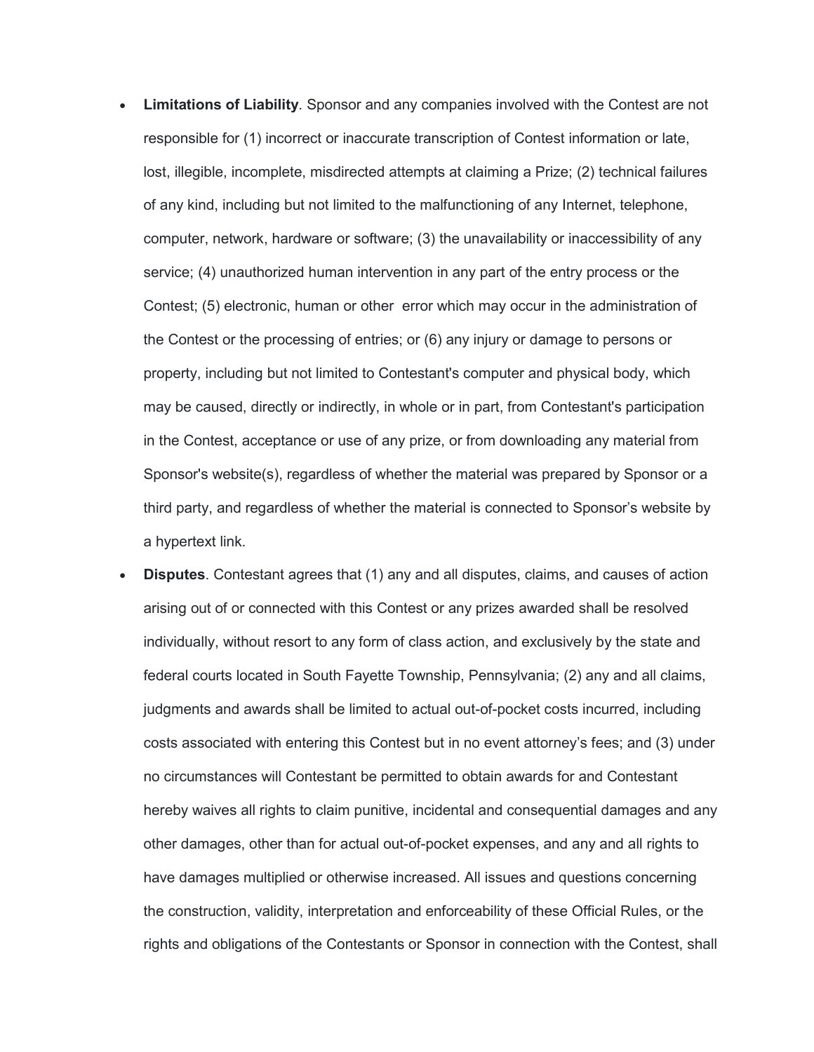- **Limitations of Liability**. Sponsor and any companies involved with the Contest are not responsible for (1) incorrect or inaccurate transcription of Contest information or late, lost, illegible, incomplete, misdirected attempts at claiming a Prize; (2) technical failures of any kind, including but not limited to the malfunctioning of any Internet, telephone, computer, network, hardware or software; (3) the unavailability or inaccessibility of any service; (4) unauthorized human intervention in any part of the entry process or the Contest; (5) electronic, human or other error which may occur in the administration of the Contest or the processing of entries; or (6) any injury or damage to persons or property, including but not limited to Contestant's computer and physical body, which may be caused, directly or indirectly, in whole or in part, from Contestant's participation in the Contest, acceptance or use of any prize, or from downloading any material from Sponsor's website(s), regardless of whether the material was prepared by Sponsor or a third party, and regardless of whether the material is connected to Sponsor's website by a hypertext link.
- **Disputes**. Contestant agrees that (1) any and all disputes, claims, and causes of action arising out of or connected with this Contest or any prizes awarded shall be resolved individually, without resort to any form of class action, and exclusively by the state and federal courts located in South Fayette Township, Pennsylvania; (2) any and all claims, judgments and awards shall be limited to actual out-of-pocket costs incurred, including costs associated with entering this Contest but in no event attorney's fees; and (3) under no circumstances will Contestant be permitted to obtain awards for and Contestant hereby waives all rights to claim punitive, incidental and consequential damages and any other damages, other than for actual out-of-pocket expenses, and any and all rights to have damages multiplied or otherwise increased. All issues and questions concerning the construction, validity, interpretation and enforceability of these Official Rules, or the rights and obligations of the Contestants or Sponsor in connection with the Contest, shall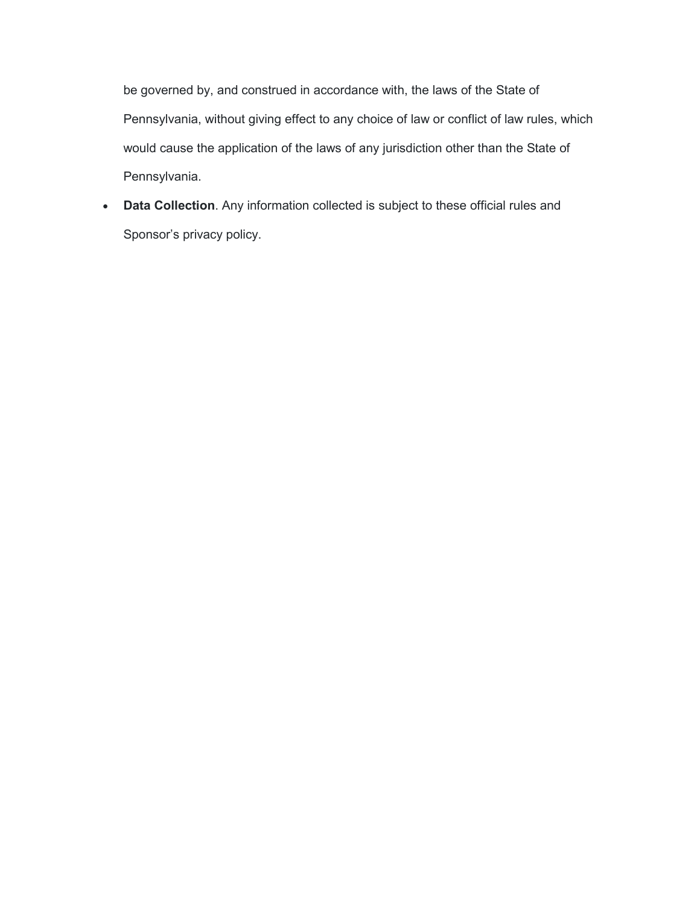be governed by, and construed in accordance with, the laws of the State of Pennsylvania, without giving effect to any choice of law or conflict of law rules, which would cause the application of the laws of any jurisdiction other than the State of Pennsylvania.

- **Data Collection**. Any information collected is subject to these official rules and Sponsor's privacy policy.